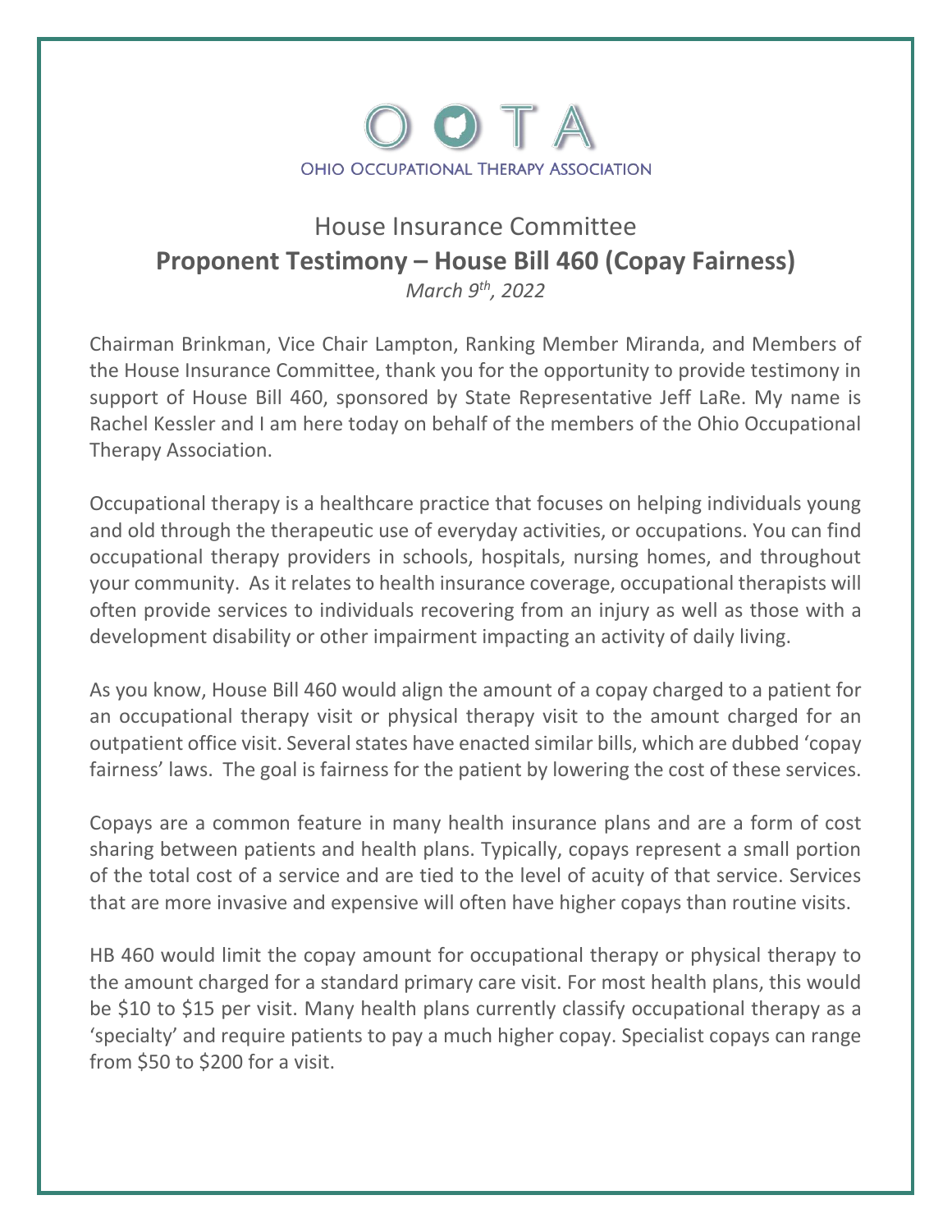OOTA

OHIO OCCUPATIONAL THERAPY ASSOCIATION

# House Insurance Committee

## Proponent Testimony – House Bill 460 (Copay Fairness)

*March 9th, 2022*

Chairman Brinkman, Vice Chair Lampton, Ranking Member Miranda, and Members of the House Insurance Committee, thank you for the opportunity to provide testimony in support of House Bill 460, sponsored by State Representative Jeff LaRe. My name is Rachel Kessler and I am here today on behalf of the members of the Ohio Occupational Therapy Association.

Occupational therapy is a healthcare practice that focuses on helping individuals young and old through the therapeutic use of everyday activities, or occupations. You can find occupational therapy providers in schools, hospitals, nursing homes, and throughout your community. As it relates to health insurance coverage, occupational therapists will often provide services to individuals recovering from an injury as well as those with a development disability or other impairment impacting an activity of daily living.

As you know, House Bill 460 would align the amount of a copay charged to a patient for an occupational therapy visit or physical therapy visit to the amount charged for an outpatient office visit. Several states have enacted similar bills, which are dubbed 'copay fairness' laws. The goal is fairness for the patient by lowering the cost of these services.

Copays are a common feature in many health insurance plans and are a form of cost sharing between patients and health plans. Typically, copays represent a small portion of the total cost of a service and are tied to the level of acuity of that service. Services that are more invasive and expensive will often have higher copays than routine visits.

HB 460 would limit the copay amount for occupational therapy or physical therapy to the amount charged for a standard primary care visit. For most health plans, this would be $10 to $15 per visit. Many health plans currently classify occupational therapy as a 'specialty' and require patients to pay a much higher copay. Specialist copays can range from $50 to $200 for a visit.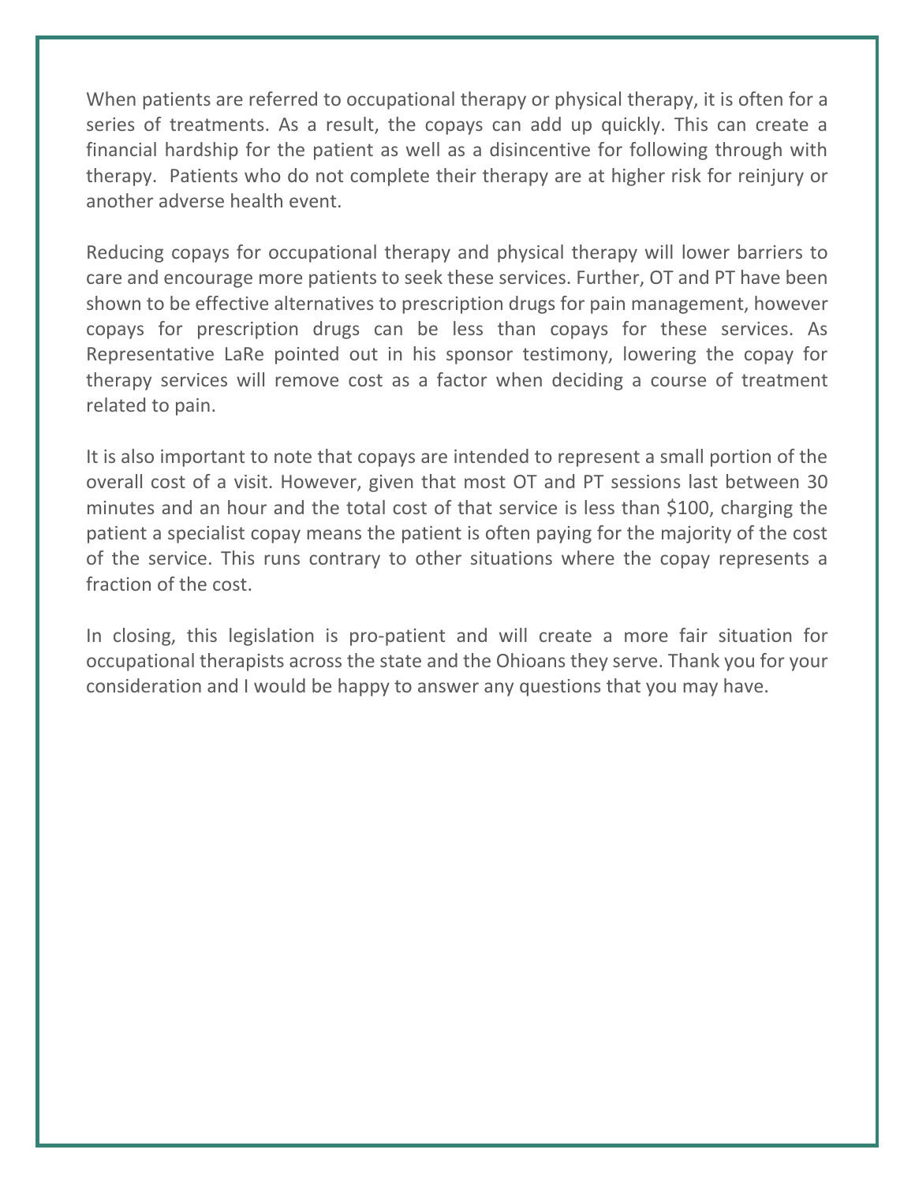When patients are referred to occupational therapy or physical therapy, it is often for a series of treatments. As a result, the copays can add up quickly. This can create a financial hardship for the patient as well as a disincentive for following through with therapy. Patients who do not complete their therapy are at higher risk for reinjury or another adverse health event.

Reducing copays for occupational therapy and physical therapy will lower barriers to care and encourage more patients to seek these services. Further, OT and PT have been shown to be effective alternatives to prescription drugs for pain management, however copays for prescription drugs can be less than copays for these services. As Representative LaRe pointed out in his sponsor testimony, lowering the copay for therapy services will remove cost as a factor when deciding a course of treatment related to pain.

It is also important to note that copays are intended to represent a small portion of the overall cost of a visit. However, given that most OT and PT sessions last between 30 minutes and an hour and the total cost of that service is less than $100, charging the patient a specialist copay means the patient is often paying for the majority of the cost of the service. This runs contrary to other situations where the copay represents a fraction of the cost.

In closing, this legislation is pro-patient and will create a more fair situation for occupational therapists across the state and the Ohioans they serve. Thank you for your consideration and I would be happy to answer any questions that you may have.